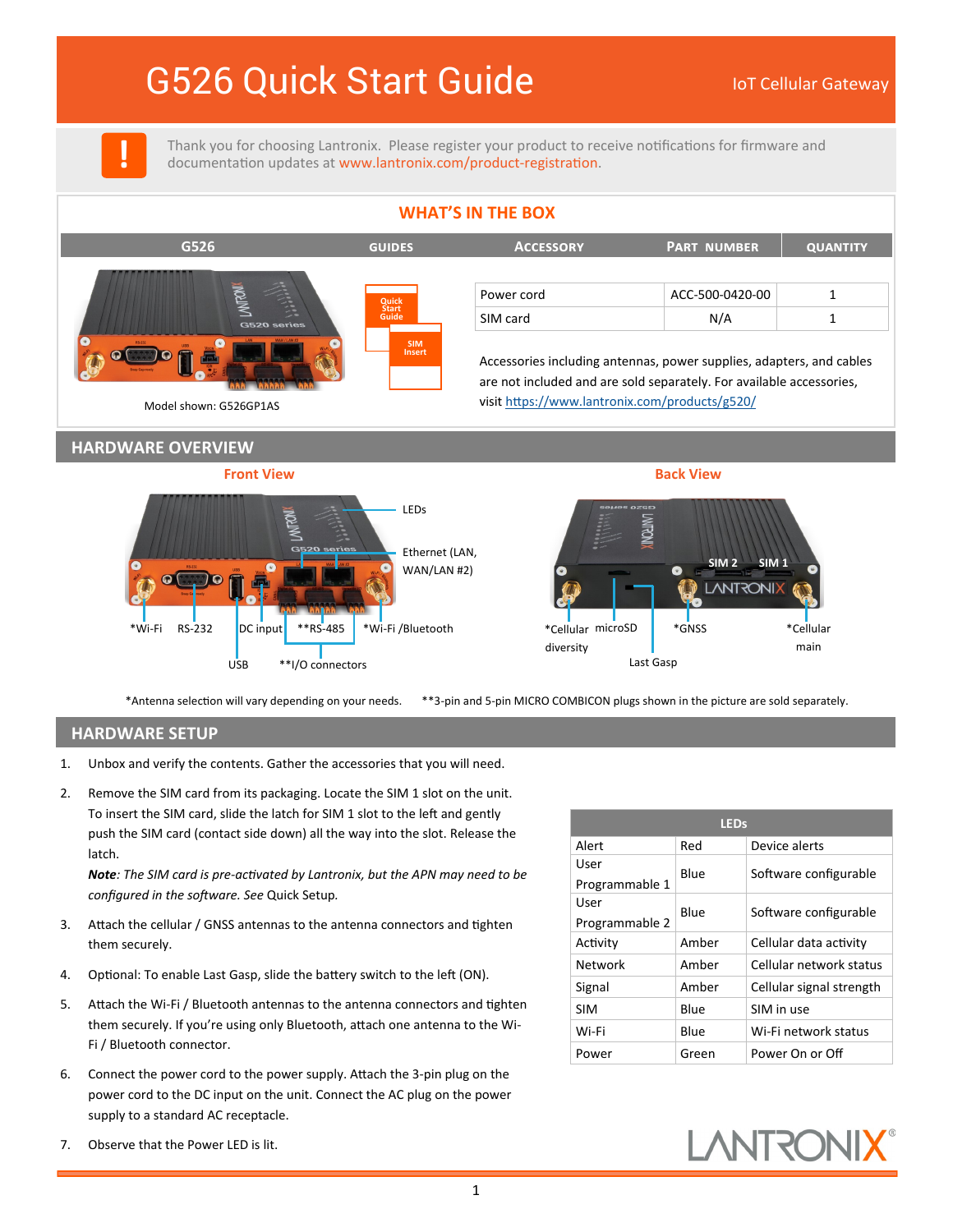# G526 Quick Start Guide

IoT Cellular Gateway

Thank you for choosing Lantronix. Please register your product to receive notifications for firmware and documentation updates at www.lantronix.com/product-registration.

## WHAT'S IN THE BOX

| G526 | GUIDES | ACCESSORY | PART NUMBER | QUANTITY |
|---|---|---|---|---|
| Model shown: G526GP1AS | Quick Start Guide; SIM Insert | Power cord | ACC-500-0420-00 | 1 |
| | | SIM card | N/A | 1 |

Accessories including antennas, power supplies, adapters, and cables are not included and are sold separately. For available accessories, visit https://www.lantronix.com/products/g520/

## HARDWARE OVERVIEW

### Front View

LEDs; Ethernet (LAN, WAN/LAN #2); *Wi-Fi; RS-232; DC input; **RS-485; *Wi-Fi /Bluetooth; USB; **I/O connectors

### Back View

*Cellular diversity; microSD; Last Gasp; SIM 2; SIM 1; *GNSS; *Cellular main

*Antenna selection will vary depending on your needs. **3-pin and 5-pin MICRO COMBICON plugs shown in the picture are sold separately.

## HARDWARE SETUP

1. Unbox and verify the contents. Gather the accessories that you will need.
2. Remove the SIM card from its packaging. Locate the SIM 1 slot on the unit. To insert the SIM card, slide the latch for SIM 1 slot to the left and gently push the SIM card (contact side down) all the way into the slot. Release the latch.
   ***Note**: The SIM card is pre-activated by Lantronix, but the APN may need to be configured in the software. See* Quick Setup.
3. Attach the cellular / GNSS antennas to the antenna connectors and tighten them securely.
4. Optional: To enable Last Gasp, slide the battery switch to the left (ON).
5. Attach the Wi-Fi / Bluetooth antennas to the antenna connectors and tighten them securely. If you're using only Bluetooth, attach one antenna to the Wi-Fi / Bluetooth connector.
6. Connect the power cord to the power supply. Attach the 3-pin plug on the power cord to the DC input on the unit. Connect the AC plug on the power supply to a standard AC receptacle.
7. Observe that the Power LED is lit.

| LEDs | | |
|---|---|---|
| Alert | Red | Device alerts |
| User Programmable 1 | Blue | Software configurable |
| User Programmable 2 | Blue | Software configurable |
| Activity | Amber | Cellular data activity |
| Network | Amber | Cellular network status |
| Signal | Amber | Cellular signal strength |
| SIM | Blue | SIM in use |
| Wi-Fi | Blue | Wi-Fi network status |
| Power | Green | Power On or Off |

LANTRONIX®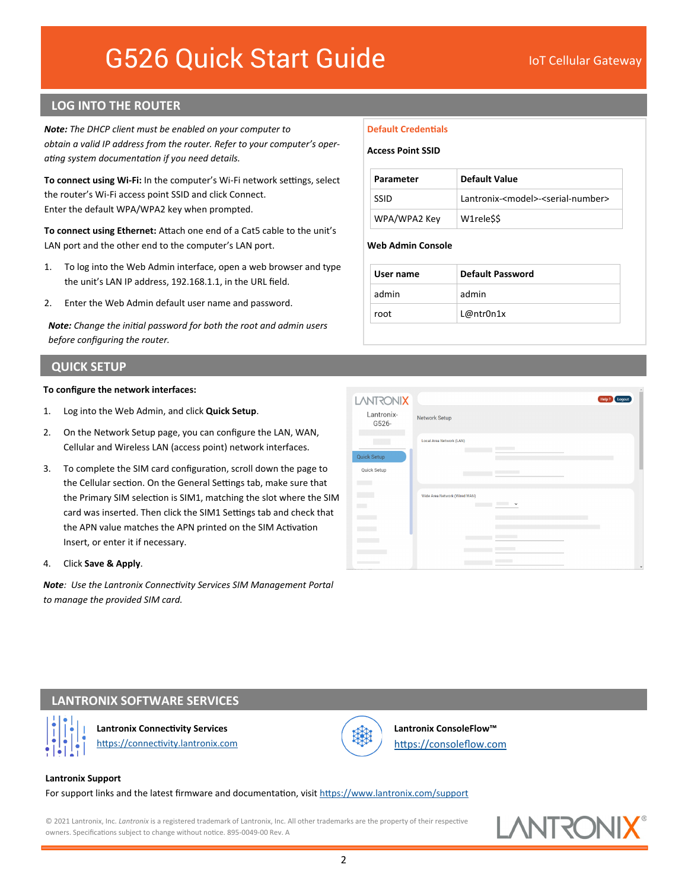# G526 Quick Start Guide

IoT Cellular Gateway

## LOG INTO THE ROUTER

***Note:*** *The DHCP client must be enabled on your computer to obtain a valid IP address from the router. Refer to your computer's operating system documentation if you need details.*

**To connect using Wi-Fi:** In the computer's Wi-Fi network settings, select the router's Wi-Fi access point SSID and click Connect. Enter the default WPA/WPA2 key when prompted.

**To connect using Ethernet:** Attach one end of a Cat5 cable to the unit's LAN port and the other end to the computer's LAN port.

1. To log into the Web Admin interface, open a web browser and type the unit's LAN IP address, 192.168.1.1, in the URL field.
2. Enter the Web Admin default user name and password.

***Note:*** *Change the initial password for both the root and admin users before configuring the router.*

### Default Credentials

**Access Point SSID**

| Parameter | Default Value |
|---|---|
| SSID | Lantronix-<model>-<serial-number> |
| WPA/WPA2 Key | W1rele$$ |

**Web Admin Console**

| User name | Default Password |
|---|---|
| admin | admin |
| root | L@ntr0n1x |

## QUICK SETUP

**To configure the network interfaces:**

1. Log into the Web Admin, and click **Quick Setup**.
2. On the Network Setup page, you can configure the LAN, WAN, Cellular and Wireless LAN (access point) network interfaces.
3. To complete the SIM card configuration, scroll down the page to the Cellular section. On the General Settings tab, make sure that the Primary SIM selection is SIM1, matching the slot where the SIM card was inserted. Then click the SIM1 Settings tab and check that the APN value matches the APN printed on the SIM Activation Insert, or enter it if necessary.
4. Click **Save & Apply**.

***Note****: Use the Lantronix Connectivity Services SIM Management Portal to manage the provided SIM card.*

## LANTRONIX SOFTWARE SERVICES

**Lantronix Connectivity Services**
https://connectivity.lantronix.com

**Lantronix ConsoleFlow™**
https://consoleflow.com

**Lantronix Support**
For support links and the latest firmware and documentation, visit https://www.lantronix.com/support

© 2021 Lantronix, Inc. *Lantronix* is a registered trademark of Lantronix, Inc. All other trademarks are the property of their respective owners. Specifications subject to change without notice. 895-0049-00 Rev. A